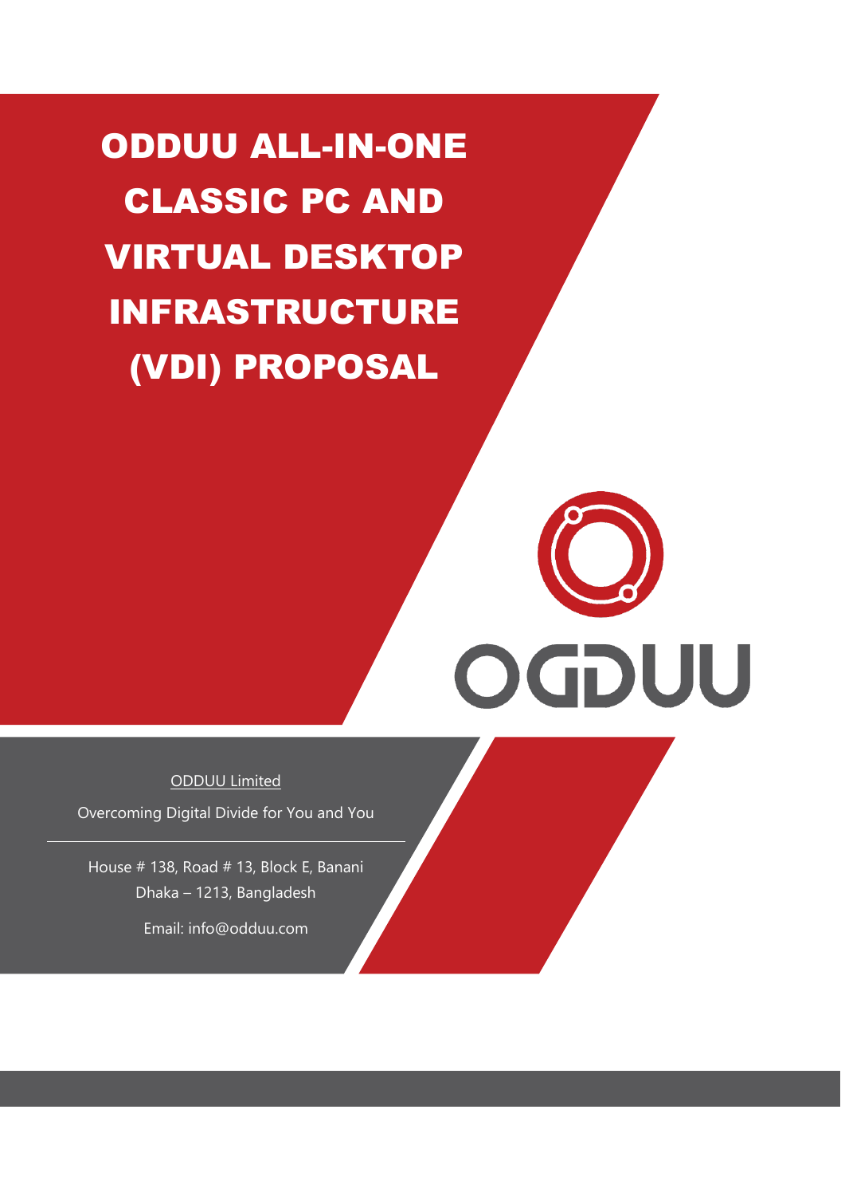# ODDUU ALL-IN-ONE CLASSIC PC AND VIRTUAL DESKTOP INFRASTRUCTURE (VDI) PROPOSAL

ODDUU

ODDUU Limited

Overcoming Digital Divide for You and You

---

House # 138, Road # 13, Block E, Banani
Dhaka – 1213, Bangladesh

Email: info@odduu.com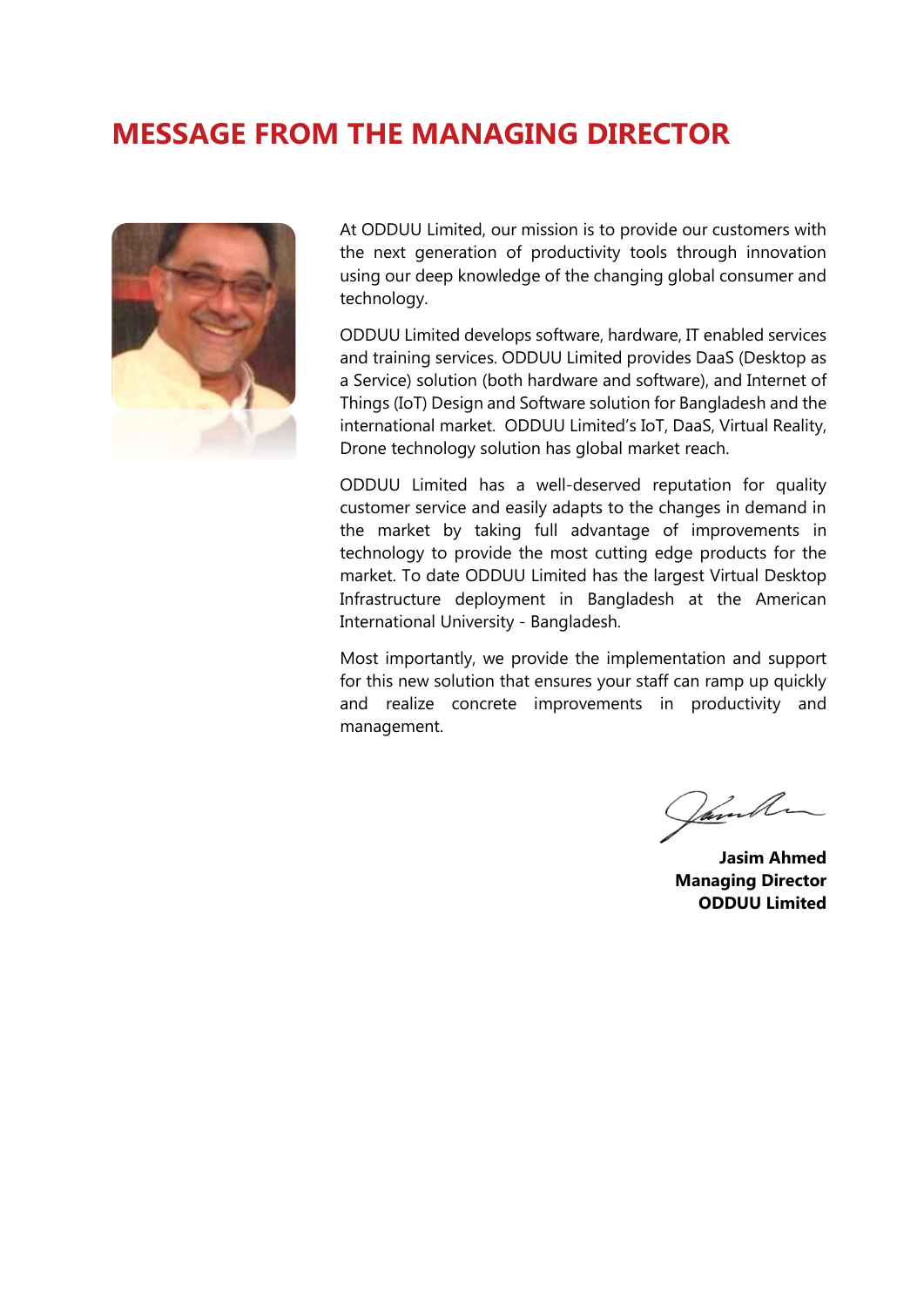# MESSAGE FROM THE MANAGING DIRECTOR

At ODDUU Limited, our mission is to provide our customers with the next generation of productivity tools through innovation using our deep knowledge of the changing global consumer and technology.

ODDUU Limited develops software, hardware, IT enabled services and training services. ODDUU Limited provides DaaS (Desktop as a Service) solution (both hardware and software), and Internet of Things (IoT) Design and Software solution for Bangladesh and the international market. ODDUU Limited's IoT, DaaS, Virtual Reality, Drone technology solution has global market reach.

ODDUU Limited has a well-deserved reputation for quality customer service and easily adapts to the changes in demand in the market by taking full advantage of improvements in technology to provide the most cutting edge products for the market. To date ODDUU Limited has the largest Virtual Desktop Infrastructure deployment in Bangladesh at the American International University - Bangladesh.

Most importantly, we provide the implementation and support for this new solution that ensures your staff can ramp up quickly and realize concrete improvements in productivity and management.

**Jasim Ahmed**
**Managing Director**
**ODDUU Limited**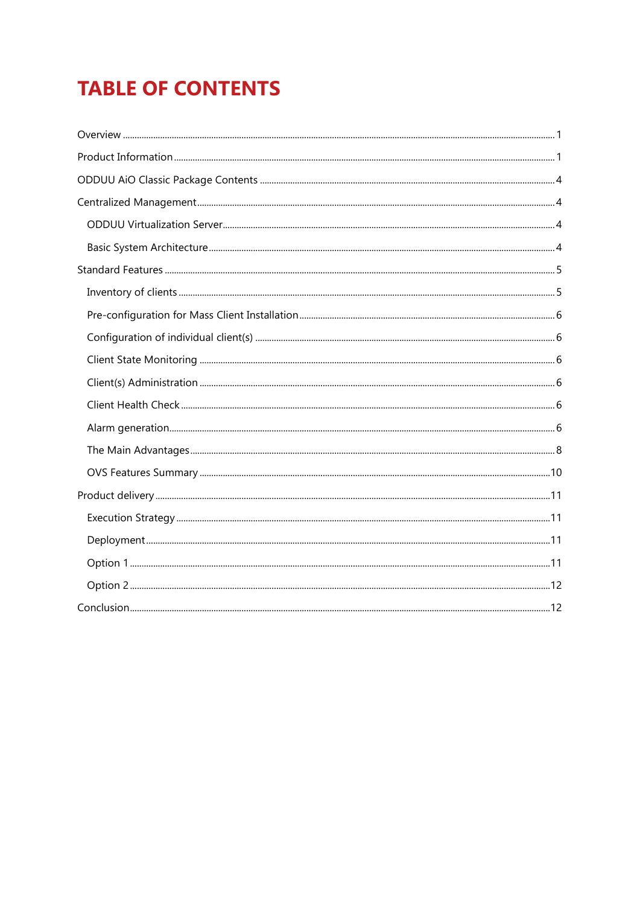# TABLE OF CONTENTS

- Overview ..... 1
- Product Information ..... 1
- ODDUU AiO Classic Package Contents ..... 4
- Centralized Management ..... 4
  - ODDUU Virtualization Server ..... 4
  - Basic System Architecture ..... 4
- Standard Features ..... 5
  - Inventory of clients ..... 5
  - Pre-configuration for Mass Client Installation ..... 6
  - Configuration of individual client(s) ..... 6
  - Client State Monitoring ..... 6
  - Client(s) Administration ..... 6
  - Client Health Check ..... 6
  - Alarm generation ..... 6
  - The Main Advantages ..... 8
  - OVS Features Summary ..... 10
- Product delivery ..... 11
  - Execution Strategy ..... 11
  - Deployment ..... 11
  - Option 1 ..... 11
  - Option 2 ..... 12
- Conclusion ..... 12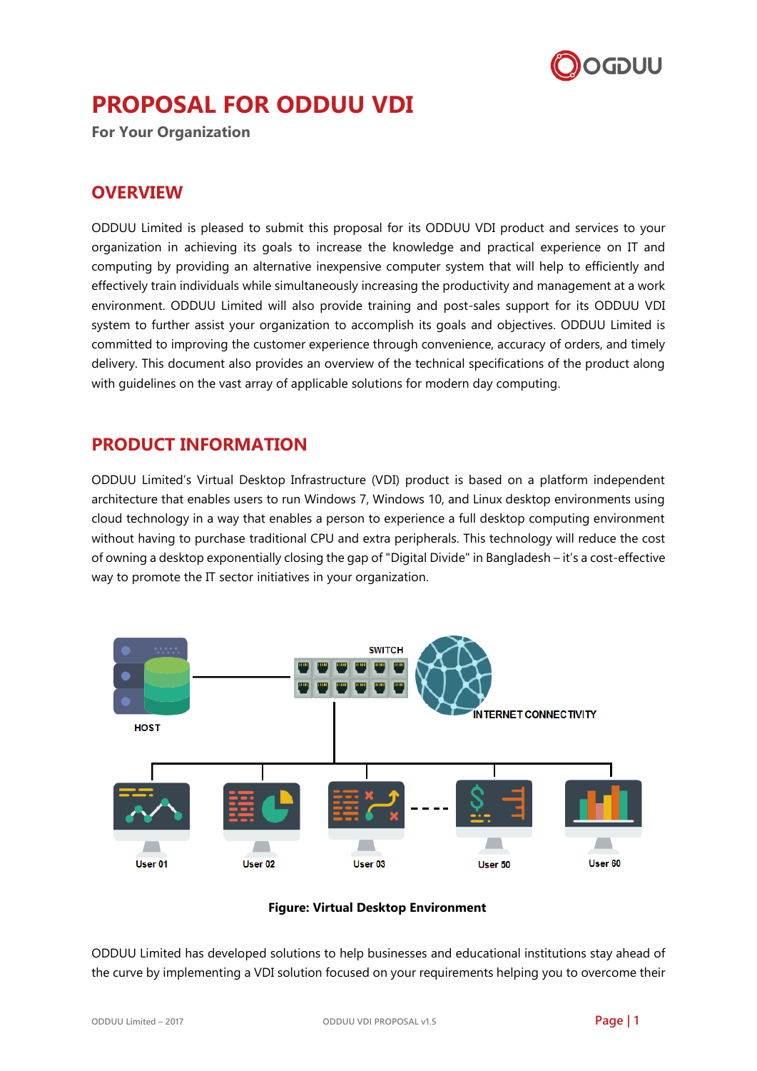# PROPOSAL FOR ODDUU VDI

**For Your Organization**

## OVERVIEW

ODDUU Limited is pleased to submit this proposal for its ODDUU VDI product and services to your organization in achieving its goals to increase the knowledge and practical experience on IT and computing by providing an alternative inexpensive computer system that will help to efficiently and effectively train individuals while simultaneously increasing the productivity and management at a work environment. ODDUU Limited will also provide training and post-sales support for its ODDUU VDI system to further assist your organization to accomplish its goals and objectives. ODDUU Limited is committed to improving the customer experience through convenience, accuracy of orders, and timely delivery. This document also provides an overview of the technical specifications of the product along with guidelines on the vast array of applicable solutions for modern day computing.

## PRODUCT INFORMATION

ODDUU Limited's Virtual Desktop Infrastructure (VDI) product is based on a platform independent architecture that enables users to run Windows 7, Windows 10, and Linux desktop environments using cloud technology in a way that enables a person to experience a full desktop computing environment without having to purchase traditional CPU and extra peripherals. This technology will reduce the cost of owning a desktop exponentially closing the gap of "Digital Divide" in Bangladesh – it's a cost-effective way to promote the IT sector initiatives in your organization.

**Figure: Virtual Desktop Environment**

ODDUU Limited has developed solutions to help businesses and educational institutions stay ahead of the curve by implementing a VDI solution focused on your requirements helping you to overcome their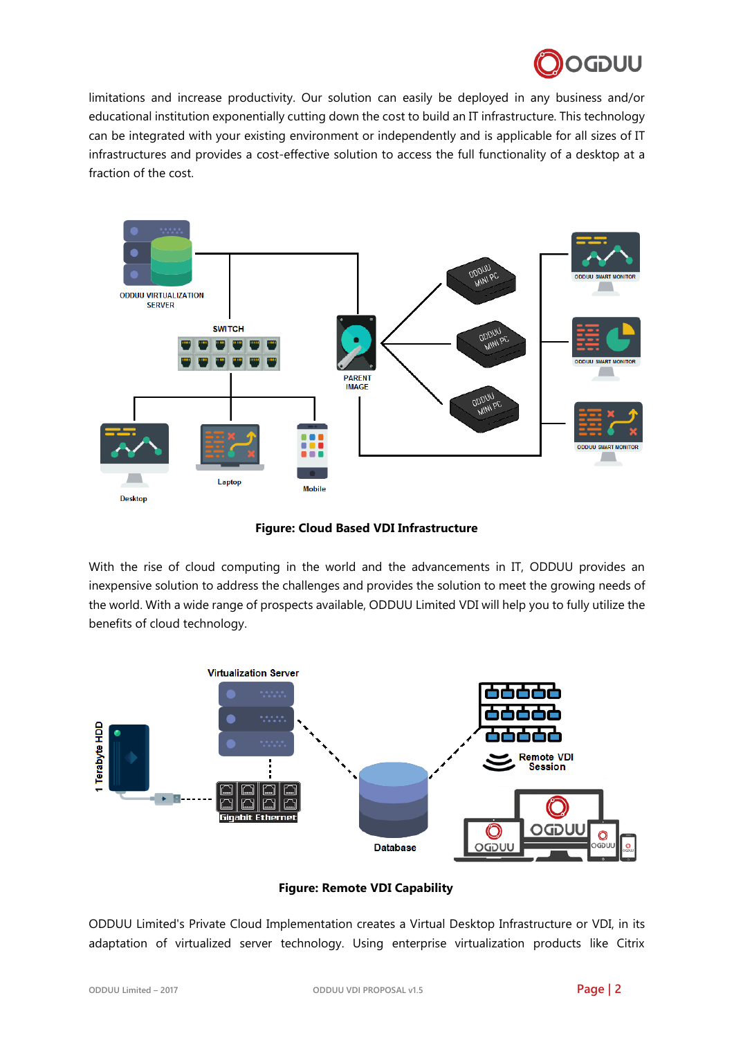limitations and increase productivity. Our solution can easily be deployed in any business and/or educational institution exponentially cutting down the cost to build an IT infrastructure. This technology can be integrated with your existing environment or independently and is applicable for all sizes of IT infrastructures and provides a cost-effective solution to access the full functionality of a desktop at a fraction of the cost.

**Figure: Cloud Based VDI Infrastructure**

With the rise of cloud computing in the world and the advancements in IT, ODDUU provides an inexpensive solution to address the challenges and provides the solution to meet the growing needs of the world. With a wide range of prospects available, ODDUU Limited VDI will help you to fully utilize the benefits of cloud technology.

**Figure: Remote VDI Capability**

ODDUU Limited's Private Cloud Implementation creates a Virtual Desktop Infrastructure or VDI, in its adaptation of virtualized server technology. Using enterprise virtualization products like Citrix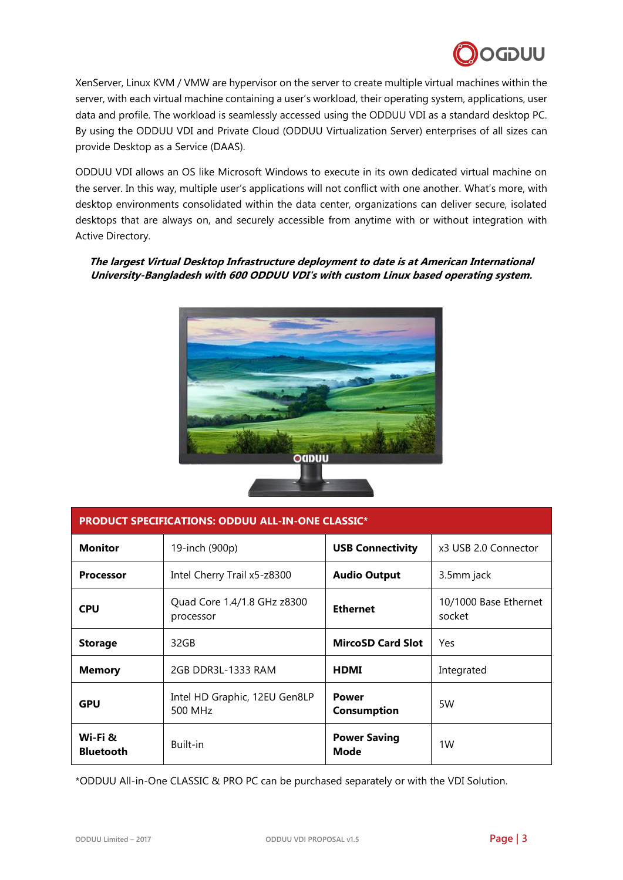XenServer, Linux KVM / VMW are hypervisor on the server to create multiple virtual machines within the server, with each virtual machine containing a user's workload, their operating system, applications, user data and profile. The workload is seamlessly accessed using the ODDUU VDI as a standard desktop PC. By using the ODDUU VDI and Private Cloud (ODDUU Virtualization Server) enterprises of all sizes can provide Desktop as a Service (DAAS).

ODDUU VDI allows an OS like Microsoft Windows to execute in its own dedicated virtual machine on the server. In this way, multiple user's applications will not conflict with one another. What's more, with desktop environments consolidated within the data center, organizations can deliver secure, isolated desktops that are always on, and securely accessible from anytime with or without integration with Active Directory.

***The largest Virtual Desktop Infrastructure deployment to date is at American International University-Bangladesh with 600 ODDUU VDI's with custom Linux based operating system.***

| **PRODUCT SPECIFICATIONS: ODDUU ALL-IN-ONE CLASSIC*** | | | |
|---|---|---|---|
| **Monitor** | 19-inch (900p) | **USB Connectivity** | x3 USB 2.0 Connector |
| **Processor** | Intel Cherry Trail x5-z8300 | **Audio Output** | 3.5mm jack |
| **CPU** | Quad Core 1.4/1.8 GHz z8300 processor | **Ethernet** | 10/1000 Base Ethernet socket |
| **Storage** | 32GB | **MircoSD Card Slot** | Yes |
| **Memory** | 2GB DDR3L-1333 RAM | **HDMI** | Integrated |
| **GPU** | Intel HD Graphic, 12EU Gen8LP 500 MHz | **Power Consumption** | 5W |
| **Wi-Fi & Bluetooth** | Built-in | **Power Saving Mode** | 1W |

*ODDUU All-in-One CLASSIC & PRO PC can be purchased separately or with the VDI Solution.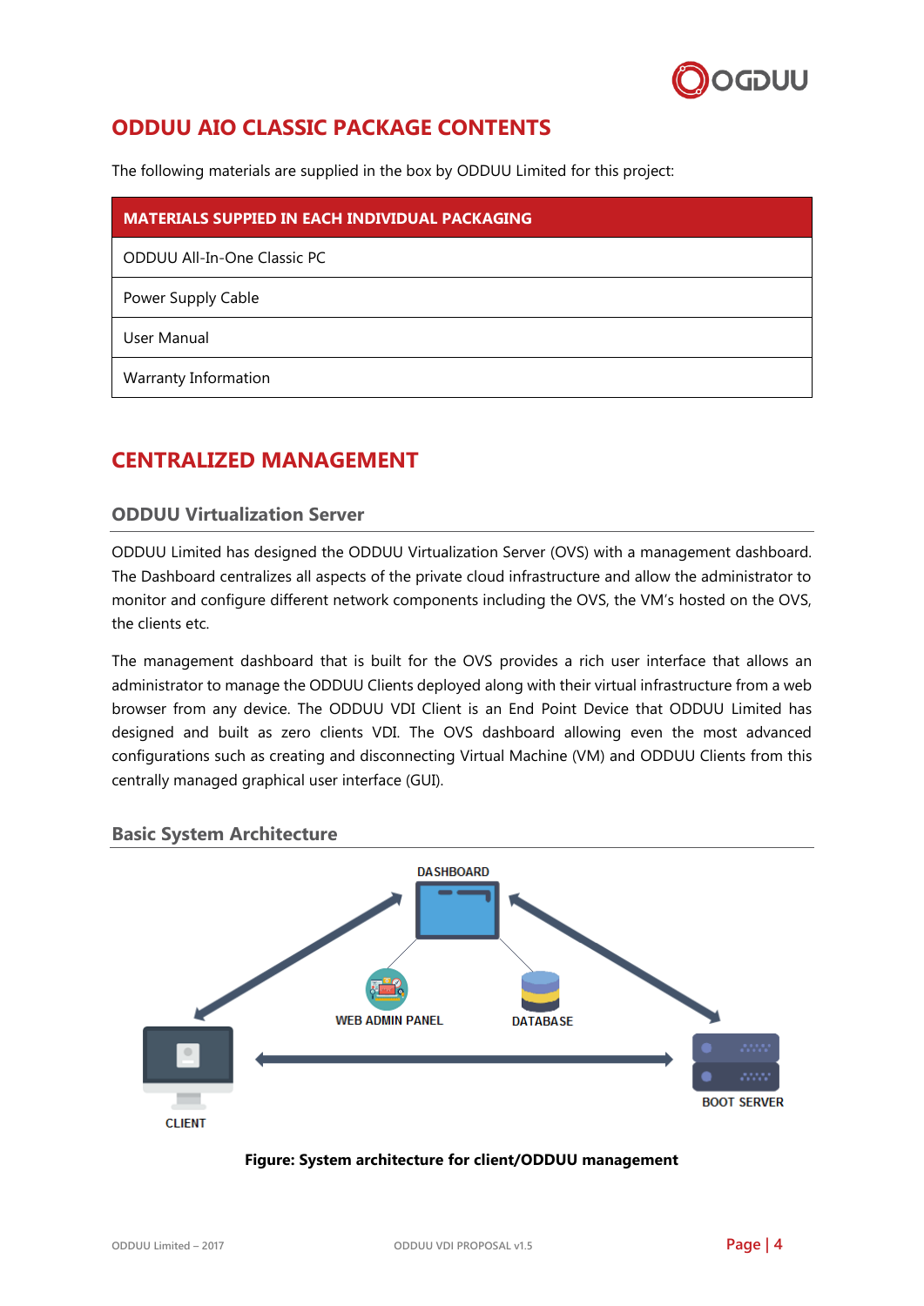## ODDUU AIO CLASSIC PACKAGE CONTENTS

The following materials are supplied in the box by ODDUU Limited for this project:

| MATERIALS SUPPIED IN EACH INDIVIDUAL PACKAGING |
|---|
| ODDUU All-In-One Classic PC |
| Power Supply Cable |
| User Manual |
| Warranty Information |

## CENTRALIZED MANAGEMENT

### ODDUU Virtualization Server

ODDUU Limited has designed the ODDUU Virtualization Server (OVS) with a management dashboard. The Dashboard centralizes all aspects of the private cloud infrastructure and allow the administrator to monitor and configure different network components including the OVS, the VM's hosted on the OVS, the clients etc.

The management dashboard that is built for the OVS provides a rich user interface that allows an administrator to manage the ODDUU Clients deployed along with their virtual infrastructure from a web browser from any device. The ODDUU VDI Client is an End Point Device that ODDUU Limited has designed and built as zero clients VDI. The OVS dashboard allowing even the most advanced configurations such as creating and disconnecting Virtual Machine (VM) and ODDUU Clients from this centrally managed graphical user interface (GUI).

### Basic System Architecture

DASHBOARD

WEB ADMIN PANEL

DATABASE

CLIENT

BOOT SERVER

**Figure: System architecture for client/ODDUU management**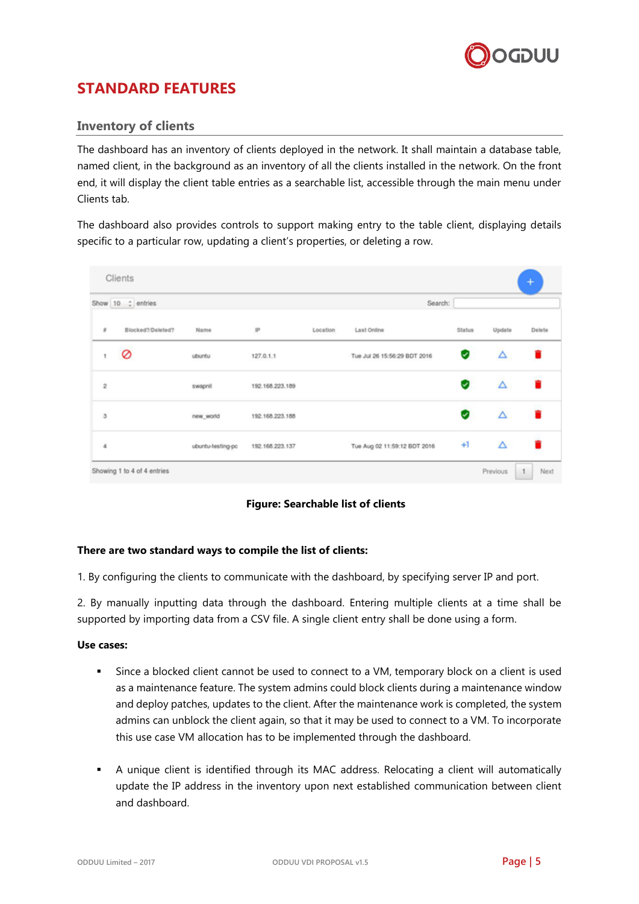# STANDARD FEATURES

## Inventory of clients

The dashboard has an inventory of clients deployed in the network. It shall maintain a database table, named client, in the background as an inventory of all the clients installed in the network. On the front end, it will display the client table entries as a searchable list, accessible through the main menu under Clients tab.

The dashboard also provides controls to support making entry to the table client, displaying details specific to a particular row, updating a client's properties, or deleting a row.

| # | Blocked?Deleted? | Name | IP | Location | Last Online | Status | Update | Delete |
|---|---|---|---|---|---|---|---|---|
| 1 | ⊘ | ubuntu | 127.0.1.1 | | Tue Jul 26 15:56:29 BDT 2016 | | | |
| 2 | | swapnil | 192.168.223.189 | | | | | |
| 3 | | new_world | 192.168.223.188 | | | | | |
| 4 | | ubuntu-testing-pc | 192.168.223.137 | | Tue Aug 02 11:59:12 BDT 2016 | +1 | | |

Showing 1 to 4 of 4 entries

**Figure: Searchable list of clients**

**There are two standard ways to compile the list of clients:**

1. By configuring the clients to communicate with the dashboard, by specifying server IP and port.

2. By manually inputting data through the dashboard. Entering multiple clients at a time shall be supported by importing data from a CSV file. A single client entry shall be done using a form.

**Use cases:**

- Since a blocked client cannot be used to connect to a VM, temporary block on a client is used as a maintenance feature. The system admins could block clients during a maintenance window and deploy patches, updates to the client. After the maintenance work is completed, the system admins can unblock the client again, so that it may be used to connect to a VM. To incorporate this use case VM allocation has to be implemented through the dashboard.

- A unique client is identified through its MAC address. Relocating a client will automatically update the IP address in the inventory upon next established communication between client and dashboard.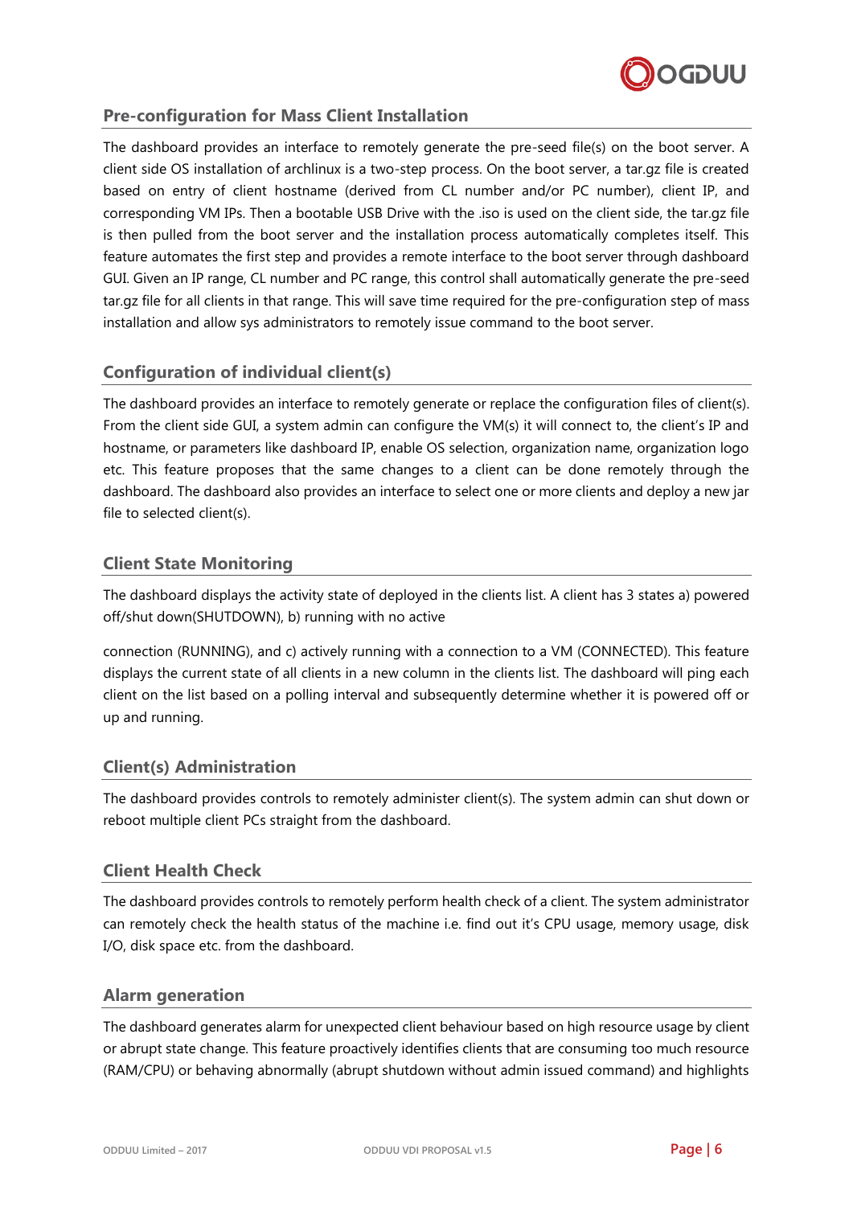## Pre-configuration for Mass Client Installation

The dashboard provides an interface to remotely generate the pre-seed file(s) on the boot server. A client side OS installation of archlinux is a two-step process. On the boot server, a tar.gz file is created based on entry of client hostname (derived from CL number and/or PC number), client IP, and corresponding VM IPs. Then a bootable USB Drive with the .iso is used on the client side, the tar.gz file is then pulled from the boot server and the installation process automatically completes itself. This feature automates the first step and provides a remote interface to the boot server through dashboard GUI. Given an IP range, CL number and PC range, this control shall automatically generate the pre-seed tar.gz file for all clients in that range. This will save time required for the pre-configuration step of mass installation and allow sys administrators to remotely issue command to the boot server.

## Configuration of individual client(s)

The dashboard provides an interface to remotely generate or replace the configuration files of client(s). From the client side GUI, a system admin can configure the VM(s) it will connect to, the client's IP and hostname, or parameters like dashboard IP, enable OS selection, organization name, organization logo etc. This feature proposes that the same changes to a client can be done remotely through the dashboard. The dashboard also provides an interface to select one or more clients and deploy a new jar file to selected client(s).

## Client State Monitoring

The dashboard displays the activity state of deployed in the clients list. A client has 3 states a) powered off/shut down(SHUTDOWN), b) running with no active

connection (RUNNING), and c) actively running with a connection to a VM (CONNECTED). This feature displays the current state of all clients in a new column in the clients list. The dashboard will ping each client on the list based on a polling interval and subsequently determine whether it is powered off or up and running.

## Client(s) Administration

The dashboard provides controls to remotely administer client(s). The system admin can shut down or reboot multiple client PCs straight from the dashboard.

## Client Health Check

The dashboard provides controls to remotely perform health check of a client. The system administrator can remotely check the health status of the machine i.e. find out it's CPU usage, memory usage, disk I/O, disk space etc. from the dashboard.

## Alarm generation

The dashboard generates alarm for unexpected client behaviour based on high resource usage by client or abrupt state change. This feature proactively identifies clients that are consuming too much resource (RAM/CPU) or behaving abnormally (abrupt shutdown without admin issued command) and highlights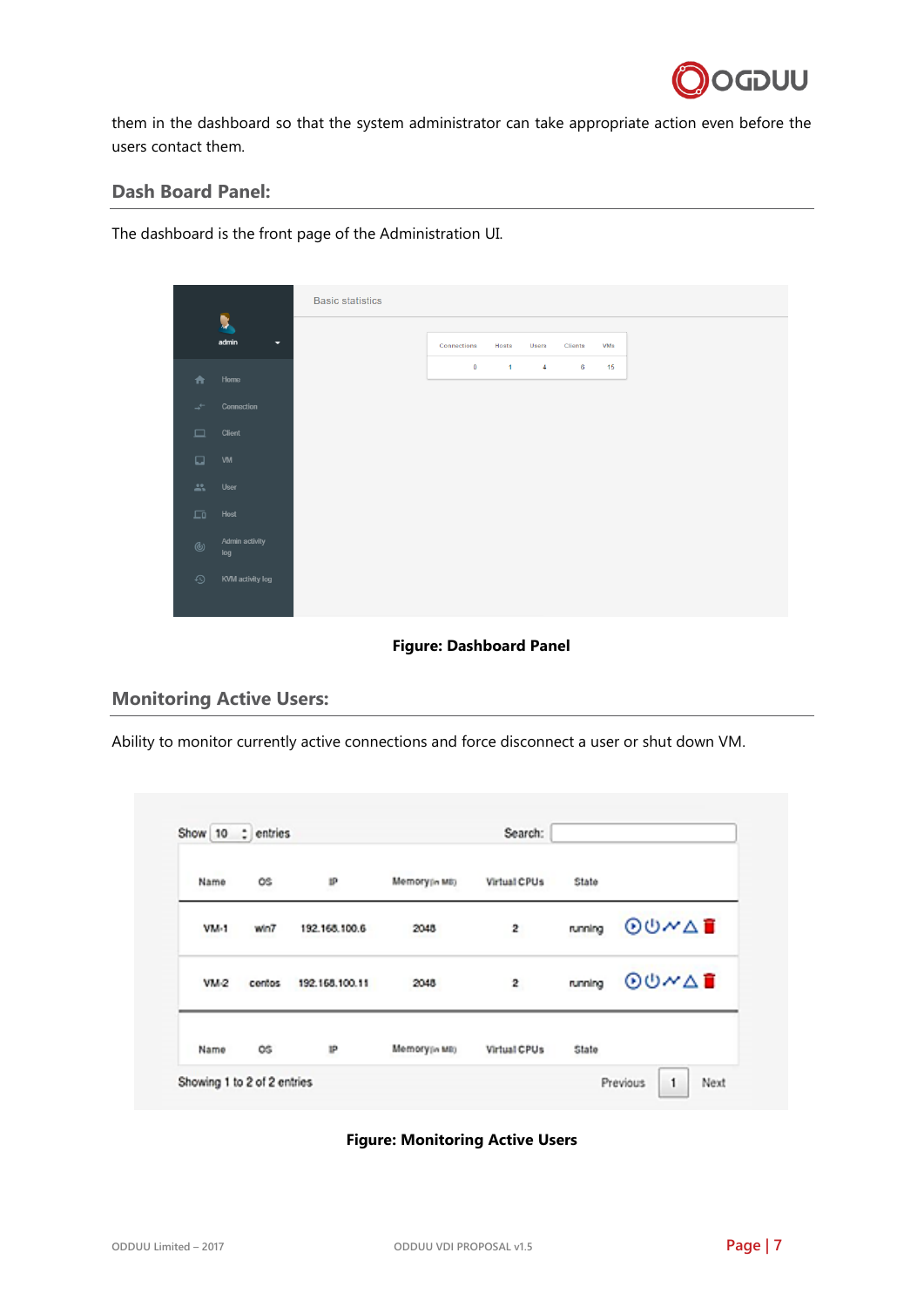them in the dashboard so that the system administrator can take appropriate action even before the users contact them.

## Dash Board Panel:

The dashboard is the front page of the Administration UI.

**Figure: Dashboard Panel**

## Monitoring Active Users:

Ability to monitor currently active connections and force disconnect a user or shut down VM.

**Figure: Monitoring Active Users**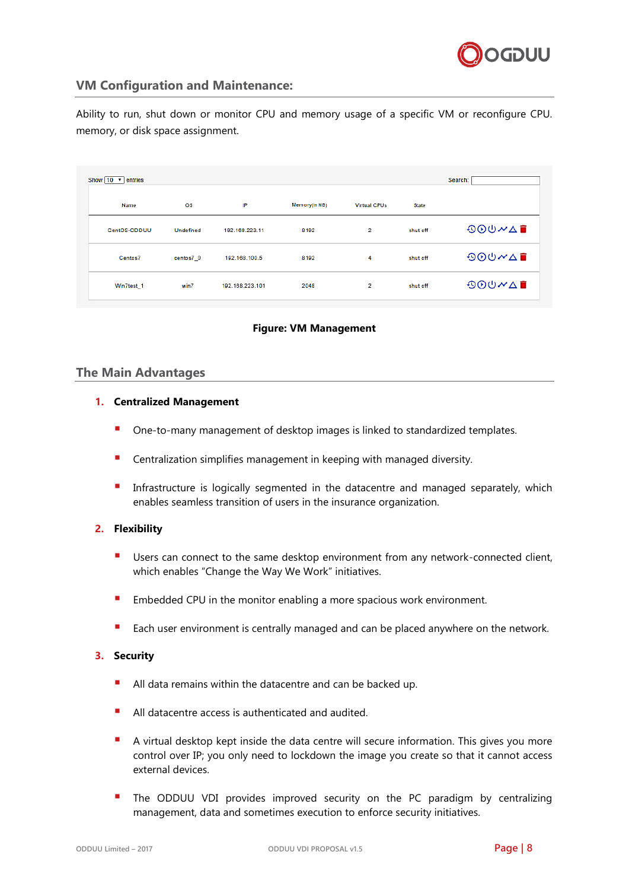## VM Configuration and Maintenance:

Ability to run, shut down or monitor CPU and memory usage of a specific VM or reconfigure CPU. memory, or disk space assignment.

Show 10 entries | Search:

| Name | OS | IP | Memory(in MB) | Virtual CPUs | State | |
|---|---|---|---|---|---|---|
| CentOS-ODDUU | Undefined | 192.168.223.11 | 8192 | 2 | shut off | |
| Centos7 | centos7_0 | 192.168.100.5 | 8192 | 4 | shut off | |
| Win7test_1 | win7 | 192.168.223.101 | 2048 | 2 | shut off | |

**Figure: VM Management**

## The Main Advantages

1. **Centralized Management**
   - One-to-many management of desktop images is linked to standardized templates.
   - Centralization simplifies management in keeping with managed diversity.
   - Infrastructure is logically segmented in the datacentre and managed separately, which enables seamless transition of users in the insurance organization.

2. **Flexibility**
   - Users can connect to the same desktop environment from any network-connected client, which enables "Change the Way We Work" initiatives.
   - Embedded CPU in the monitor enabling a more spacious work environment.
   - Each user environment is centrally managed and can be placed anywhere on the network.

3. **Security**
   - All data remains within the datacentre and can be backed up.
   - All datacentre access is authenticated and audited.
   - A virtual desktop kept inside the data centre will secure information. This gives you more control over IP; you only need to lockdown the image you create so that it cannot access external devices.
   - The ODDUU VDI provides improved security on the PC paradigm by centralizing management, data and sometimes execution to enforce security initiatives.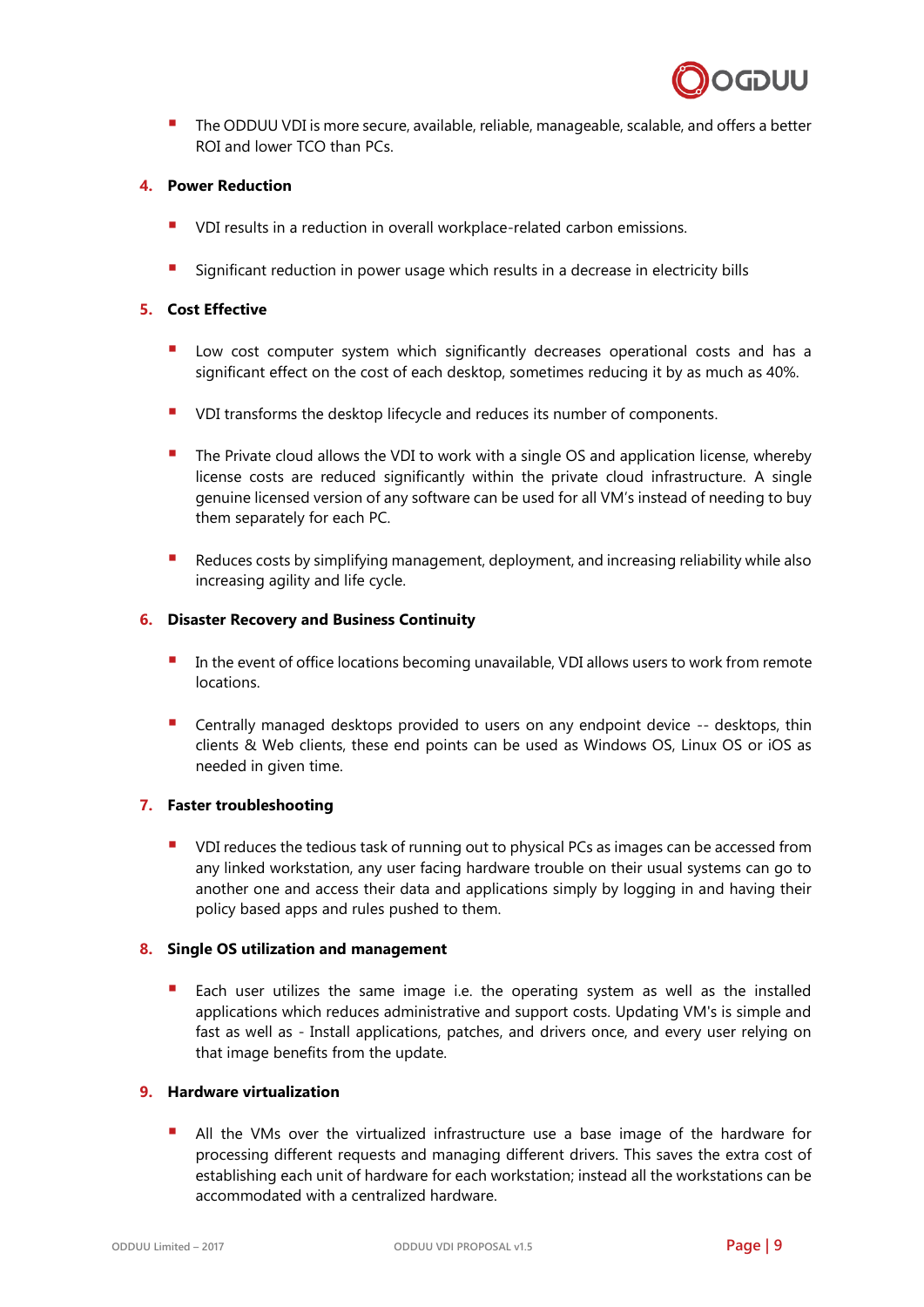- The ODDUU VDI is more secure, available, reliable, manageable, scalable, and offers a better ROI and lower TCO than PCs.

4. **Power Reduction**

   - VDI results in a reduction in overall workplace-related carbon emissions.
   - Significant reduction in power usage which results in a decrease in electricity bills

5. **Cost Effective**

   - Low cost computer system which significantly decreases operational costs and has a significant effect on the cost of each desktop, sometimes reducing it by as much as 40%.
   - VDI transforms the desktop lifecycle and reduces its number of components.
   - The Private cloud allows the VDI to work with a single OS and application license, whereby license costs are reduced significantly within the private cloud infrastructure. A single genuine licensed version of any software can be used for all VM's instead of needing to buy them separately for each PC.
   - Reduces costs by simplifying management, deployment, and increasing reliability while also increasing agility and life cycle.

6. **Disaster Recovery and Business Continuity**

   - In the event of office locations becoming unavailable, VDI allows users to work from remote locations.
   - Centrally managed desktops provided to users on any endpoint device -- desktops, thin clients & Web clients, these end points can be used as Windows OS, Linux OS or iOS as needed in given time.

7. **Faster troubleshooting**

   - VDI reduces the tedious task of running out to physical PCs as images can be accessed from any linked workstation, any user facing hardware trouble on their usual systems can go to another one and access their data and applications simply by logging in and having their policy based apps and rules pushed to them.

8. **Single OS utilization and management**

   - Each user utilizes the same image i.e. the operating system as well as the installed applications which reduces administrative and support costs. Updating VM's is simple and fast as well as - Install applications, patches, and drivers once, and every user relying on that image benefits from the update.

9. **Hardware virtualization**

   - All the VMs over the virtualized infrastructure use a base image of the hardware for processing different requests and managing different drivers. This saves the extra cost of establishing each unit of hardware for each workstation; instead all the workstations can be accommodated with a centralized hardware.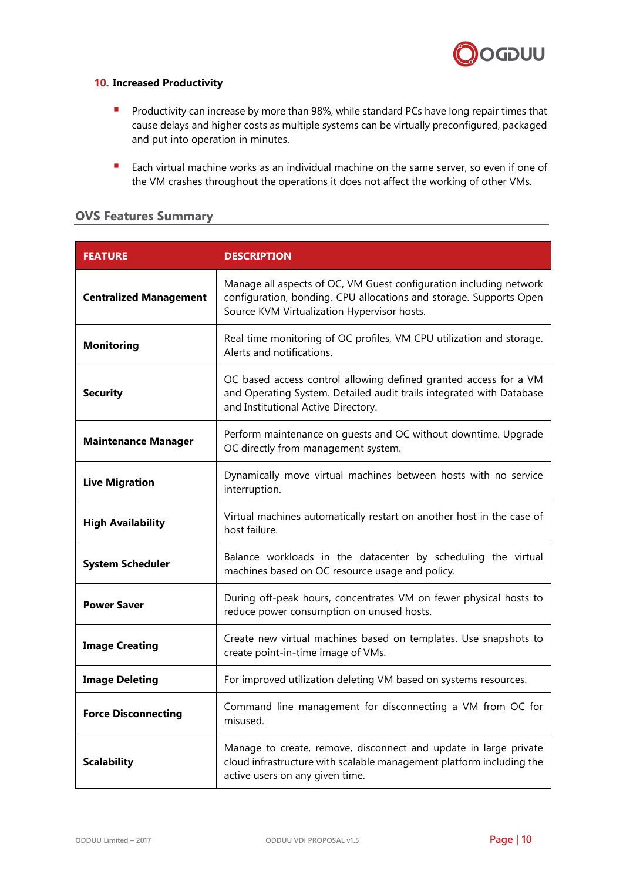### 10. Increased Productivity

- Productivity can increase by more than 98%, while standard PCs have long repair times that cause delays and higher costs as multiple systems can be virtually preconfigured, packaged and put into operation in minutes.

- Each virtual machine works as an individual machine on the same server, so even if one of the VM crashes throughout the operations it does not affect the working of other VMs.

## OVS Features Summary

| FEATURE | DESCRIPTION |
|---|---|
| **Centralized Management** | Manage all aspects of OC, VM Guest configuration including network configuration, bonding, CPU allocations and storage. Supports Open Source KVM Virtualization Hypervisor hosts. |
| **Monitoring** | Real time monitoring of OC profiles, VM CPU utilization and storage. Alerts and notifications. |
| **Security** | OC based access control allowing defined granted access for a VM and Operating System. Detailed audit trails integrated with Database and Institutional Active Directory. |
| **Maintenance Manager** | Perform maintenance on guests and OC without downtime. Upgrade OC directly from management system. |
| **Live Migration** | Dynamically move virtual machines between hosts with no service interruption. |
| **High Availability** | Virtual machines automatically restart on another host in the case of host failure. |
| **System Scheduler** | Balance workloads in the datacenter by scheduling the virtual machines based on OC resource usage and policy. |
| **Power Saver** | During off-peak hours, concentrates VM on fewer physical hosts to reduce power consumption on unused hosts. |
| **Image Creating** | Create new virtual machines based on templates. Use snapshots to create point-in-time image of VMs. |
| **Image Deleting** | For improved utilization deleting VM based on systems resources. |
| **Force Disconnecting** | Command line management for disconnecting a VM from OC for misused. |
| **Scalability** | Manage to create, remove, disconnect and update in large private cloud infrastructure with scalable management platform including the active users on any given time. |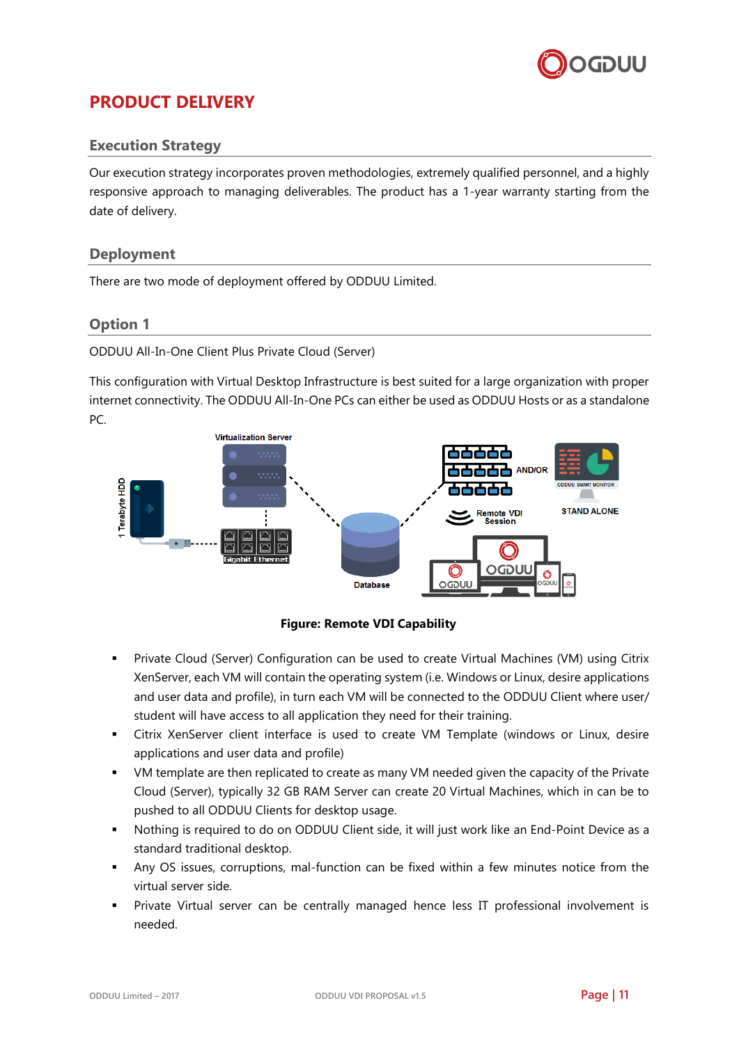# PRODUCT DELIVERY

## Execution Strategy

Our execution strategy incorporates proven methodologies, extremely qualified personnel, and a highly responsive approach to managing deliverables. The product has a 1-year warranty starting from the date of delivery.

## Deployment

There are two mode of deployment offered by ODDUU Limited.

## Option 1

ODDUU All-In-One Client Plus Private Cloud (Server)

This configuration with Virtual Desktop Infrastructure is best suited for a large organization with proper internet connectivity. The ODDUU All-In-One PCs can either be used as ODDUU Hosts or as a standalone PC.

**Figure: Remote VDI Capability**

- Private Cloud (Server) Configuration can be used to create Virtual Machines (VM) using Citrix XenServer, each VM will contain the operating system (i.e. Windows or Linux, desire applications and user data and profile), in turn each VM will be connected to the ODDUU Client where user/ student will have access to all application they need for their training.
- Citrix XenServer client interface is used to create VM Template (windows or Linux, desire applications and user data and profile)
- VM template are then replicated to create as many VM needed given the capacity of the Private Cloud (Server), typically 32 GB RAM Server can create 20 Virtual Machines, which in can be to pushed to all ODDUU Clients for desktop usage.
- Nothing is required to do on ODDUU Client side, it will just work like an End-Point Device as a standard traditional desktop.
- Any OS issues, corruptions, mal-function can be fixed within a few minutes notice from the virtual server side.
- Private Virtual server can be centrally managed hence less IT professional involvement is needed.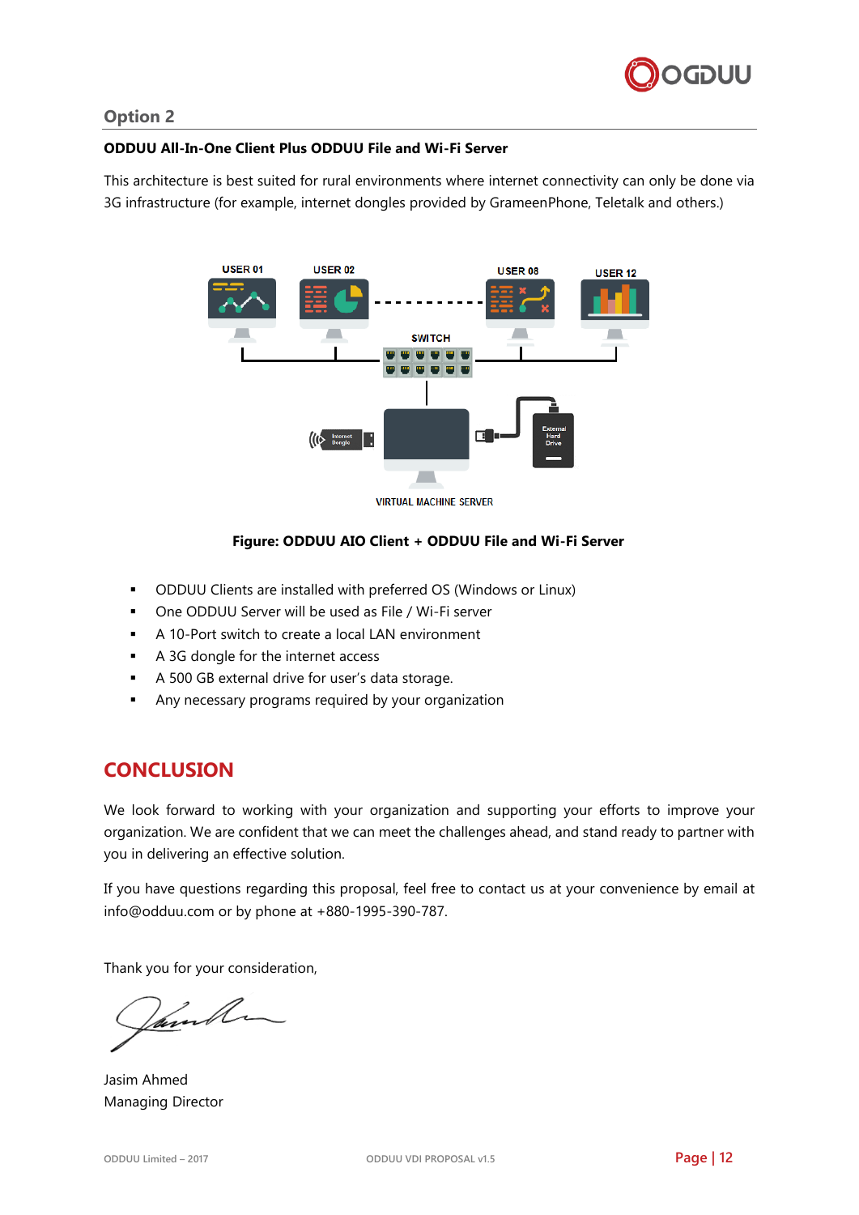## Option 2

**ODDUU All-In-One Client Plus ODDUU File and Wi-Fi Server**

This architecture is best suited for rural environments where internet connectivity can only be done via 3G infrastructure (for example, internet dongles provided by GrameenPhone, Teletalk and others.)

USER 01
USER 02
USER 08
USER 12
SWITCH
Internet Dongle
External Hard Drive
VIRTUAL MACHINE SERVER

**Figure: ODDUU AIO Client + ODDUU File and Wi-Fi Server**

- ODDUU Clients are installed with preferred OS (Windows or Linux)
- One ODDUU Server will be used as File / Wi-Fi server
- A 10-Port switch to create a local LAN environment
- A 3G dongle for the internet access
- A 500 GB external drive for user's data storage.
- Any necessary programs required by your organization

# CONCLUSION

We look forward to working with your organization and supporting your efforts to improve your organization. We are confident that we can meet the challenges ahead, and stand ready to partner with you in delivering an effective solution.

If you have questions regarding this proposal, feel free to contact us at your convenience by email at info@odduu.com or by phone at +880-1995-390-787.

Thank you for your consideration,

Jasim Ahmed
Managing Director